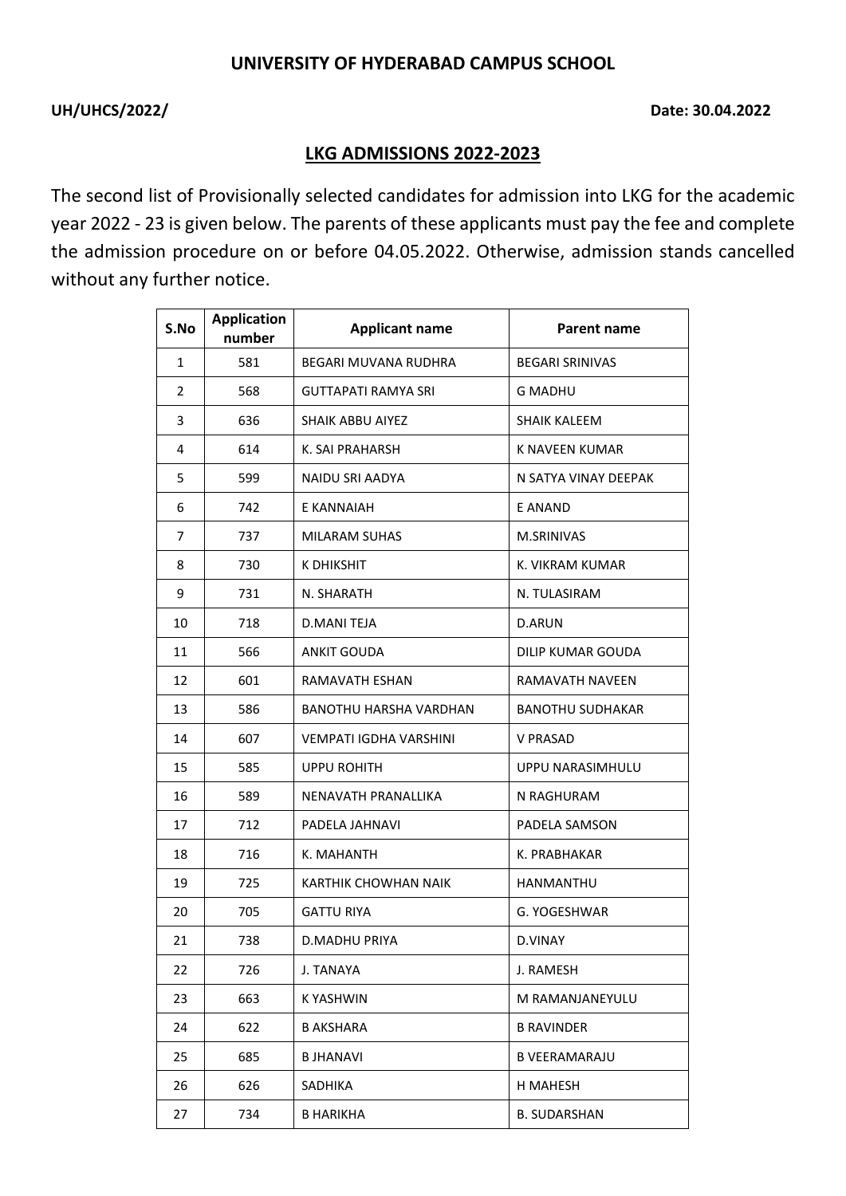# UNIVERSITY OF HYDERABAD CAMPUS SCHOOL

**UH/UHCS/2022/** **Date: 30.04.2022**

## LKG ADMISSIONS 2022-2023

The second list of Provisionally selected candidates for admission into LKG for the academic year 2022 - 23 is given below. The parents of these applicants must pay the fee and complete the admission procedure on or before 04.05.2022. Otherwise, admission stands cancelled without any further notice.

| S.No | Application number | Applicant name | Parent name |
|---|---|---|---|
| 1 | 581 | BEGARI MUVANA RUDHRA | BEGARI SRINIVAS |
| 2 | 568 | GUTTAPATI RAMYA SRI | G MADHU |
| 3 | 636 | SHAIK ABBU AIYEZ | SHAIK KALEEM |
| 4 | 614 | K. SAI PRAHARSH | K NAVEEN KUMAR |
| 5 | 599 | NAIDU SRI AADYA | N SATYA VINAY DEEPAK |
| 6 | 742 | E KANNAIAH | E ANAND |
| 7 | 737 | MILARAM SUHAS | M.SRINIVAS |
| 8 | 730 | K DHIKSHIT | K. VIKRAM KUMAR |
| 9 | 731 | N. SHARATH | N. TULASIRAM |
| 10 | 718 | D.MANI TEJA | D.ARUN |
| 11 | 566 | ANKIT GOUDA | DILIP KUMAR GOUDA |
| 12 | 601 | RAMAVATH ESHAN | RAMAVATH NAVEEN |
| 13 | 586 | BANOTHU HARSHA VARDHAN | BANOTHU SUDHAKAR |
| 14 | 607 | VEMPATI IGDHA VARSHINI | V PRASAD |
| 15 | 585 | UPPU ROHITH | UPPU NARASIMHULU |
| 16 | 589 | NENAVATH PRANALLIKA | N RAGHURAM |
| 17 | 712 | PADELA JAHNAVI | PADELA SAMSON |
| 18 | 716 | K. MAHANTH | K. PRABHAKAR |
| 19 | 725 | KARTHIK CHOWHAN NAIK | HANMANTHU |
| 20 | 705 | GATTU RIYA | G. YOGESHWAR |
| 21 | 738 | D.MADHU PRIYA | D.VINAY |
| 22 | 726 | J. TANAYA | J. RAMESH |
| 23 | 663 | K YASHWIN | M RAMANJANEYULU |
| 24 | 622 | B AKSHARA | B RAVINDER |
| 25 | 685 | B JHANAVI | B VEERAMARAJU |
| 26 | 626 | SADHIKA | H MAHESH |
| 27 | 734 | B HARIKHA | B. SUDARSHAN |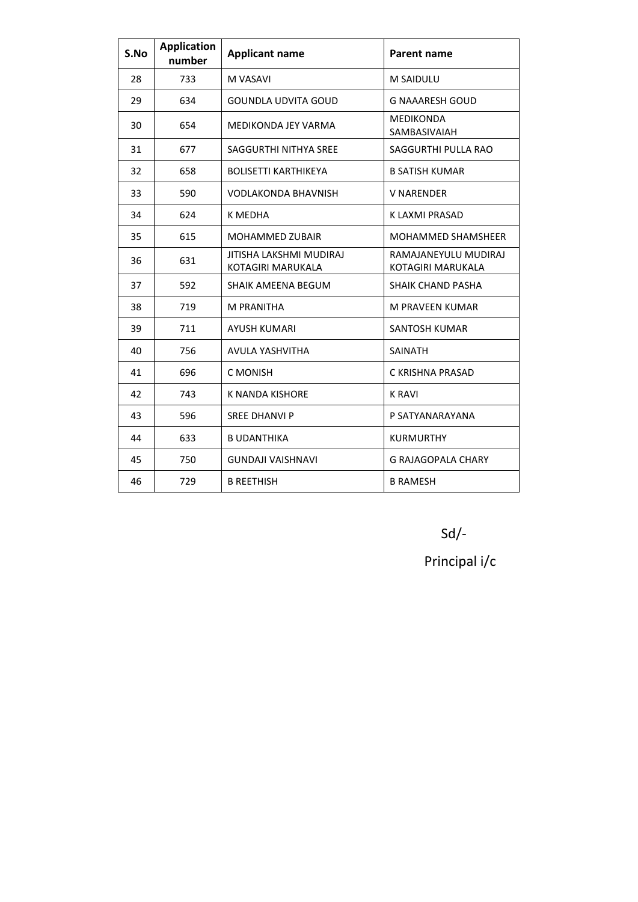| S.No | Application number | Applicant name | Parent name |
|---|---|---|---|
| 28 | 733 | M VASAVI | M SAIDULU |
| 29 | 634 | GOUNDLA UDVITA GOUD | G NAAARESH GOUD |
| 30 | 654 | MEDIKONDA JEY VARMA | MEDIKONDA SAMBASIVAIAH |
| 31 | 677 | SAGGURTHI NITHYA SREE | SAGGURTHI PULLA RAO |
| 32 | 658 | BOLISETTI KARTHIKEYA | B SATISH KUMAR |
| 33 | 590 | VODLAKONDA BHAVNISH | V NARENDER |
| 34 | 624 | K MEDHA | K LAXMI PRASAD |
| 35 | 615 | MOHAMMED ZUBAIR | MOHAMMED SHAMSHEER |
| 36 | 631 | JITISHA LAKSHMI MUDIRAJ KOTAGIRI MARUKALA | RAMAJANEYULU MUDIRAJ KOTAGIRI MARUKALA |
| 37 | 592 | SHAIK AMEENA BEGUM | SHAIK CHAND PASHA |
| 38 | 719 | M PRANITHA | M PRAVEEN KUMAR |
| 39 | 711 | AYUSH KUMARI | SANTOSH KUMAR |
| 40 | 756 | AVULA YASHVITHA | SAINATH |
| 41 | 696 | C MONISH | C KRISHNA PRASAD |
| 42 | 743 | K NANDA KISHORE | K RAVI |
| 43 | 596 | SREE DHANVI P | P SATYANARAYANA |
| 44 | 633 | B UDANTHIKA | KURMURTHY |
| 45 | 750 | GUNDAJI VAISHNAVI | G RAJAGOPALA CHARY |
| 46 | 729 | B REETHISH | B RAMESH |

Sd/-

Principal i/c